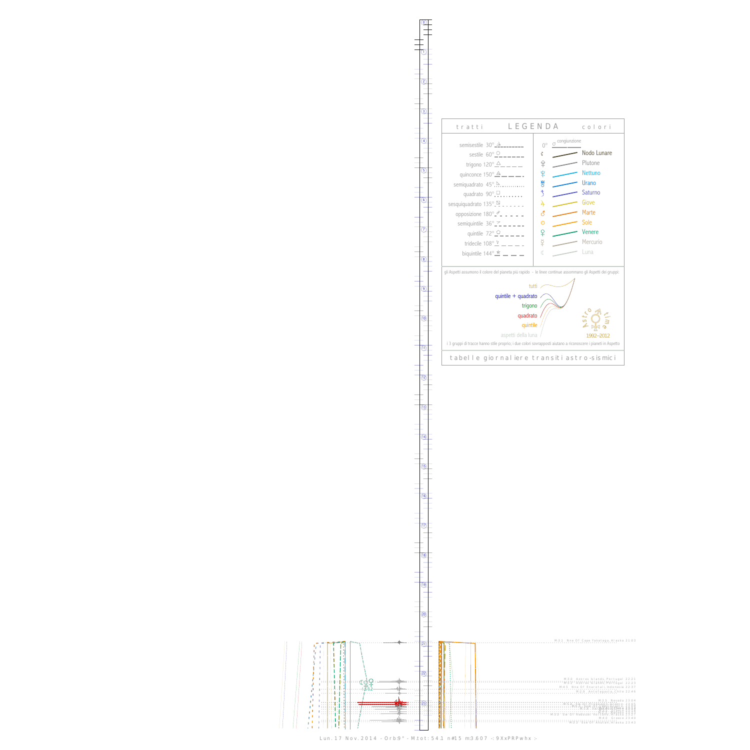tratti LEGENDA colori

semisestile 30°
sestile 60°
trigono 120°
quinconce 150°
semiquadrato 45°
quadrato 90°
sesquiquadrato 135°
opposizione 180°
semiquintile 36°
quintile 72°
tridecile 108°
biquintile 144°

0° congiunzione
Nodo Lunare
Plutone
Nettuno
Urano
Saturno
Giove
Marte
Sole
Venere
Mercurio
Luna

gli Aspetti assumono il colore del pianeta più rapido - le linee continue assommano gli Aspetti dei gruppi:

tutti
quintile + quadrato
trigono
quadrato
quintile
aspetti della luna

Astro time 1992–2012

i 3 gruppi di tracce hanno stile proprio; i due colori sovrapposti aiutano a riconoscere i pianeti in Aspetto

tabelle giornaliere transiti astro-sismici

0 1 2 3 4 5 6 7 8 9 10 11 12 13 14 15 16 17 18 19 20 21 22 23

M 3.1 Nne Of Cape Yakataga Alaska 21:03
M 3.0 Azores Islands Portugal 22:21
M 3.1 Azores Islands Portugal 22:23
M 4.3 Nne Of Enarotali Indonesia 22:37
M 2.9 Antofagasta Chile 22:46
M 3.1 Nevada 23:04
M 3.9 Sw Of Anatahan Mariana 23:36
M 4.2 Greece 23:40
M 3.1 Ssw Of Akhiok Alaska 23:43

Lun. 17 Nov. 2014 - Orb:9° - M.tot: 54.1 n#15 m:3.607 -: 9XxPRPwhx :-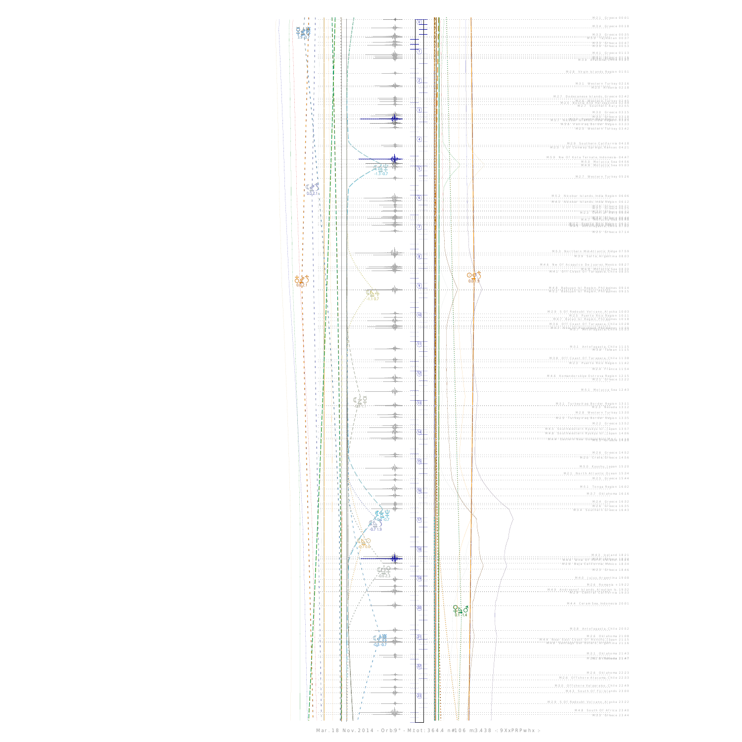M3.1 Greece 00:01
M3.4 Greece 00:18
M3.1 Greece 00:35
M2.5 Pakistan 00:37
M2.1 Greece 00:47
M2.5 Greece 00:53
M4.1 Greece 01:13
M2.8 Virgin Islands Region 01:51
M3.1 Western Turkey 02:16
M2.7 Dodecanese Islands Greece 02:42
M2.7 Southern Italy 02:55
M3.0 Greece 03:15
M2.5 Western Turkey 03:42
M2.9 Southern California 04:18
M2.6 N Of Conway Springs Kansas 04:21
M5.8 Nw Of Kota Ternate Indonesia 04:47
M5.0 Molucca Sea 04:56
M4.8 Molucca Sea 05:03
M2.7 Western Turkey 05:26
M5.2 Nicobar Islands India Region 06:06
M4.5 Nicobar Islands India Region 06:12
M2.5 Greece 07:14
M5.5 Northern Mid Atlantic Ridge 07:59
M3.4 Salta Argentina 08:03
M4.8 Nw Of Acapulco De Juarez Mexico 08:27
M4.5 Molucca Sea 08:30
M4.1 Off Coast Of Tarapaca Chile 08:35
M4.8 Babuyan Isl Region Philippines 09:14
M5.2 Babuyan Isl Region Philippines 09:15
M2.8 S Of Redoubt Volcano Alaska 10:03
M2.5 Puerto Rico Region 10:11
M4.1 Batan Isl Region Philippines 10:18
M3.6 Off Coast Of Tarapaca Chile 10:28
M3.1 Antofagasta Chile 11:16
M3.8 Taiwan 11:15
M3.8 Off Coast Of Tarapaca Chile 11:38
M2.5 Puerto Rico Region 11:42
M2.4 France 11:54
M4.6 Komandorskiye Ostrova Region 12:15
M2.1 Greece 12:22
M4.1 Molucca Sea 12:43
M3.1 Turkey Iran Border Region 13:11
M2.1 Nevada 13:12
M2.8 Western Turkey 13:30
M2.5 Turkey Iran Border Region 13:35
M3.2 Greece 13:52
M4.5 Southwestern Ryukyu Isl Japan 13:57
M4.8 Southwestern Ryukyu Isl Japan 14:06
M2.6 Greece 14:52
M3.0 Crete Greece 14:56
M5.0 Kyushu Japan 15:20
M2.1 North Atlantic Ocean 15:34
M2.5 Greece 15:44
M3.1 Tonga Region 16:02
M3.7 Oklahoma 16:16
M3.4 Greece 16:32
M2.6 Greece 16:35
M3.4 Southern Greece 16:43
M4.3 Iceland 18:21
M2.9 Baja California Mexico 18:34
M2.1 Greece 18:46
M4.5 Jujuy Argentina 19:06
M2.8 Romania 19:22
M4.8 Andreanof Islands Aleutian Is 19:32
M4.4 Ceram Sea Indonesia 20:01
M3.8 Antofagasta Chile 20:52
M2.6 Oklahoma 21:08
M4.4 Near East Coast Of Honshu Japan 21:15
M4.5 Southern Mid Atlantic Ridge 21:16
M3.1 Oklahoma 21:43
M2.2 Oklahoma 21:47
M2.6 Oklahoma 22:23
M2.6 Offshore Atacama Chile 22:33
M3.0 Offshore Valparaiso Chile 22:49
M4.3 South Of Fiji Islands 23:00
M2.9 S Of Redoubt Volcano Alaska 23:23
M4.8 South Of Africa 23:40
M2.1 Greece 23:44

Mar. 18 Nov. 2014 - Orb:9° - M.tot: 364.4 n#106 m3.438 -: 9XxPRPwhx :-